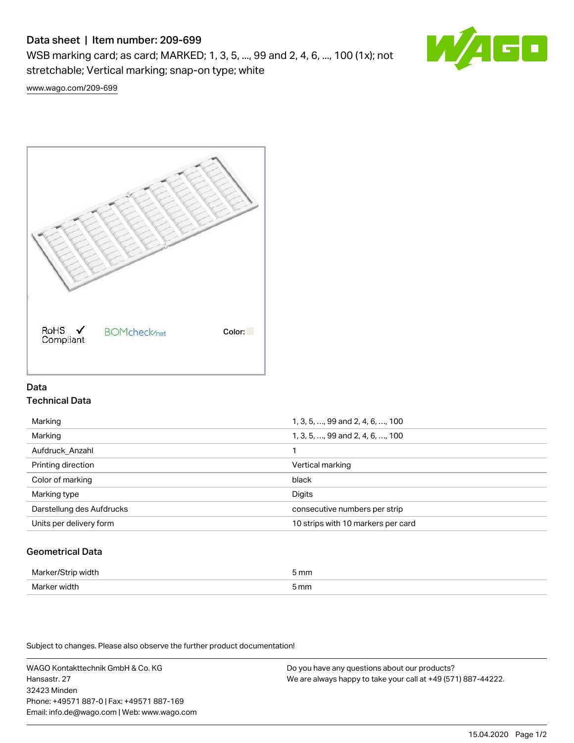# Data sheet | Item number: 209-699

WSB marking card; as card; MARKED; 1, 3, 5, ..., 99 and 2, 4, 6, ..., 100 (1x); not stretchable; Vertical marking; snap-on type; white

www.wago.com/209-699

RoHS Compliant | BOMcheck.net | Color:

## Data

### Technical Data

| | |
|---|---|
| Marking | 1, 3, 5, …, 99 and 2, 4, 6, …, 100 |
| Marking | 1, 3, 5, …, 99 and 2, 4, 6, …, 100 |
| Aufdruck_Anzahl | 1 |
| Printing direction | Vertical marking |
| Color of marking | black |
| Marking type | Digits |
| Darstellung des Aufdrucks | consecutive numbers per strip |
| Units per delivery form | 10 strips with 10 markers per card |

### Geometrical Data

| | |
|---|---|
| Marker/Strip width | 5 mm |
| Marker width | 5 mm |

Subject to changes. Please also observe the further product documentation!

WAGO Kontakttechnik GmbH & Co. KG
Hansastr. 27
32423 Minden
Phone: +49571 887-0 | Fax: +49571 887-169
Email: info.de@wago.com | Web: www.wago.com

Do you have any questions about our products?
We are always happy to take your call at +49 (571) 887-44222.

15.04.2020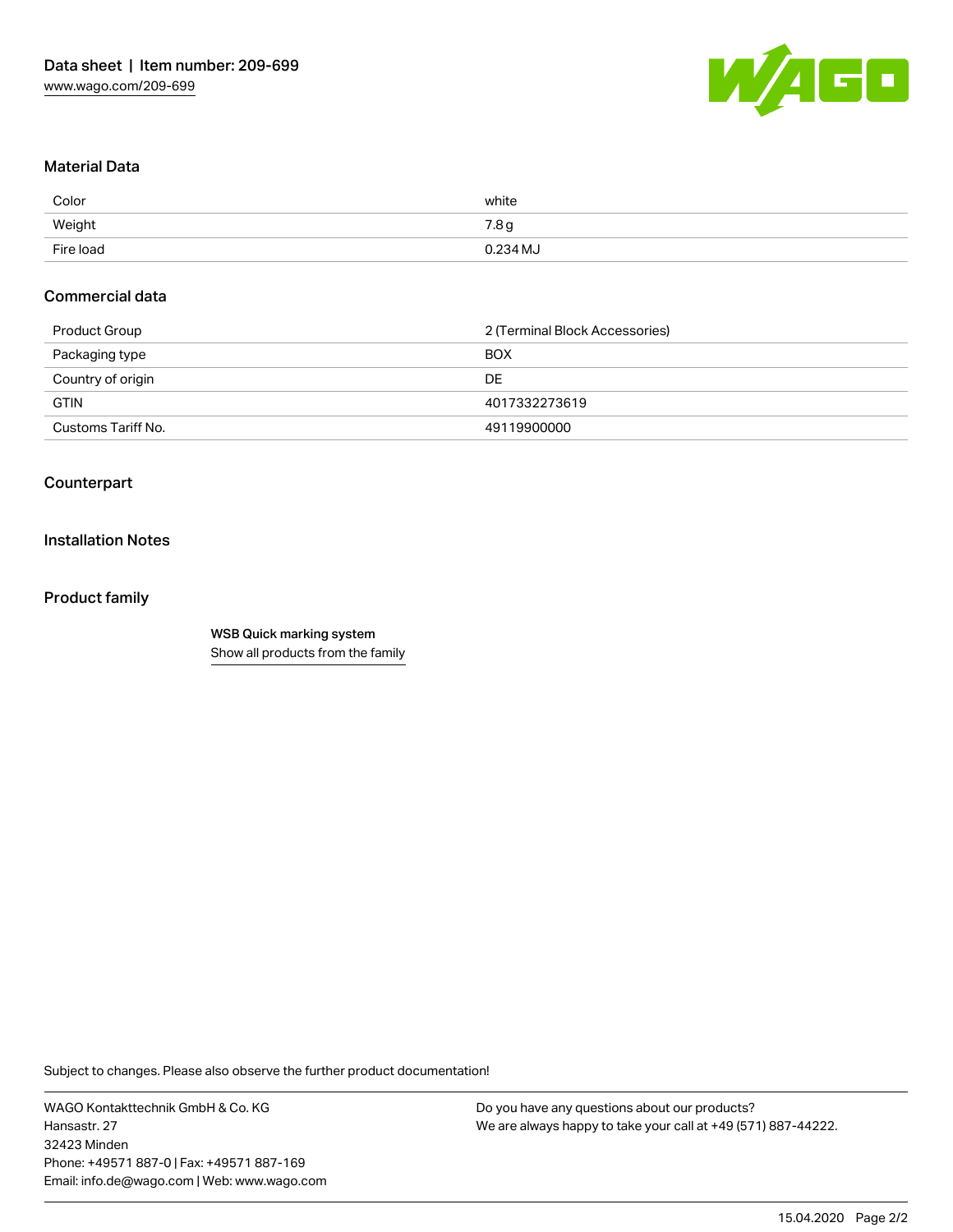## Material Data

| | |
|---|---|
| Color | white |
| Weight | 7.8 g |
| Fire load | 0.234 MJ |

## Commercial data

| | |
|---|---|
| Product Group | 2 (Terminal Block Accessories) |
| Packaging type | BOX |
| Country of origin | DE |
| GTIN | 4017332273619 |
| Customs Tariff No. | 49119900000 |

## Counterpart

## Installation Notes

## Product family

**WSB Quick marking system**

Show all products from the family

Subject to changes. Please also observe the further product documentation!

WAGO Kontakttechnik GmbH & Co. KG
Hansastr. 27
32423 Minden
Phone: +49571 887-0 | Fax: +49571 887-169
Email: info.de@wago.com | Web: www.wago.com

Do you have any questions about our products?
We are always happy to take your call at +49 (571) 887-44222.